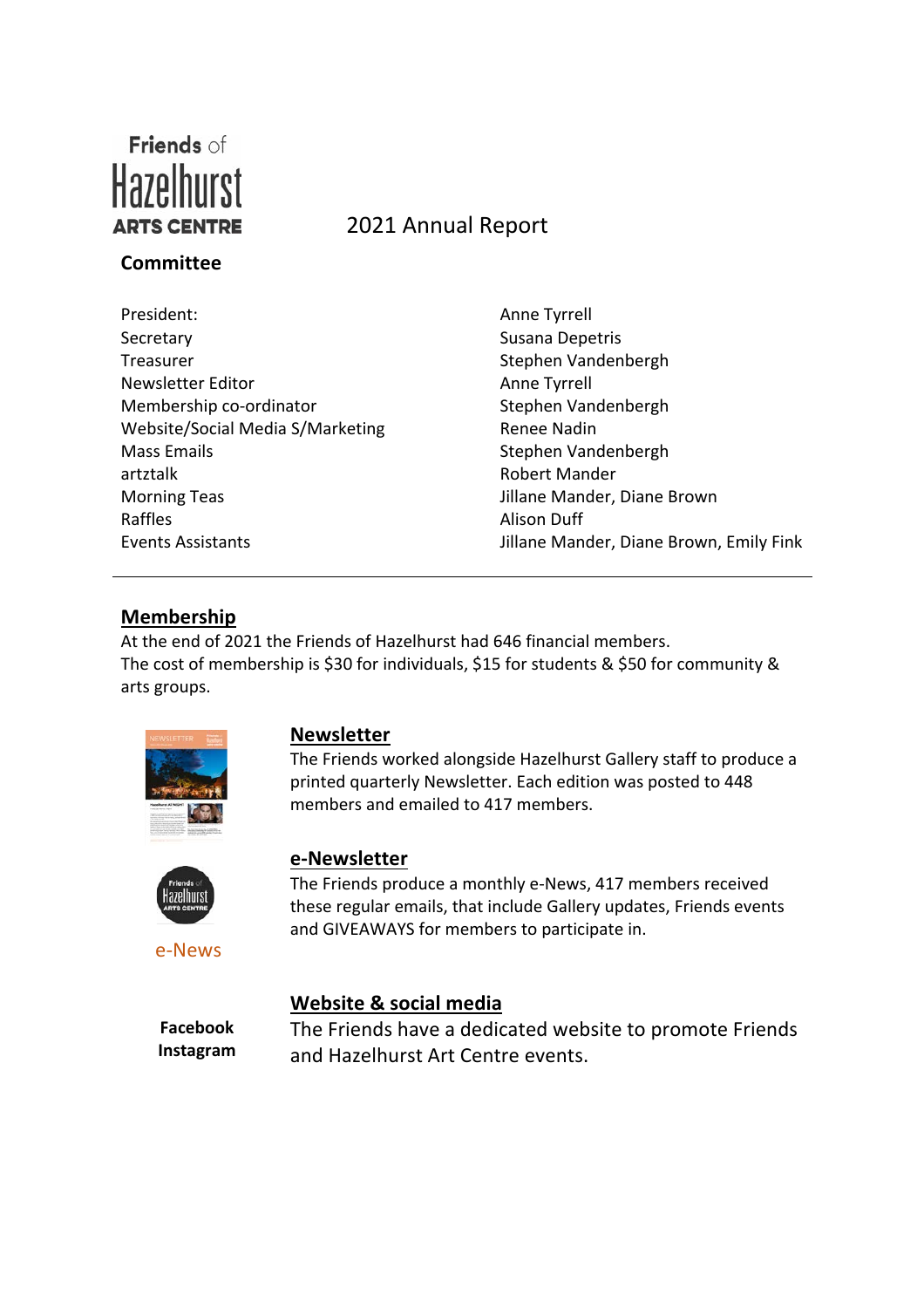Friends of Hazelhurst ARTS CENTRE

# 2021 Annual Report

## Committee

| | |
|---|---|
| President: | Anne Tyrrell |
| Secretary | Susana Depetris |
| Treasurer | Stephen Vandenbergh |
| Newsletter Editor | Anne Tyrrell |
| Membership co-ordinator | Stephen Vandenbergh |
| Website/Social Media S/Marketing | Renee Nadin |
| Mass Emails | Stephen Vandenbergh |
| artztalk | Robert Mander |
| Morning Teas | Jillane Mander, Diane Brown |
| Raffles | Alison Duff |
| Events Assistants | Jillane Mander, Diane Brown, Emily Fink |

---

## Membership

At the end of 2021 the Friends of Hazelhurst had 646 financial members.
The cost of membership is $30 for individuals, $15 for students & $50 for community & arts groups.

## Newsletter

The Friends worked alongside Hazelhurst Gallery staff to produce a printed quarterly Newsletter. Each edition was posted to 448 members and emailed to 417 members.

## e-Newsletter

e-News

The Friends produce a monthly e-News, 417 members received these regular emails, that include Gallery updates, Friends events and GIVEAWAYS for members to participate in.

## Website & social media

**Facebook**
**Instagram**

The Friends have a dedicated website to promote Friends and Hazelhurst Art Centre events.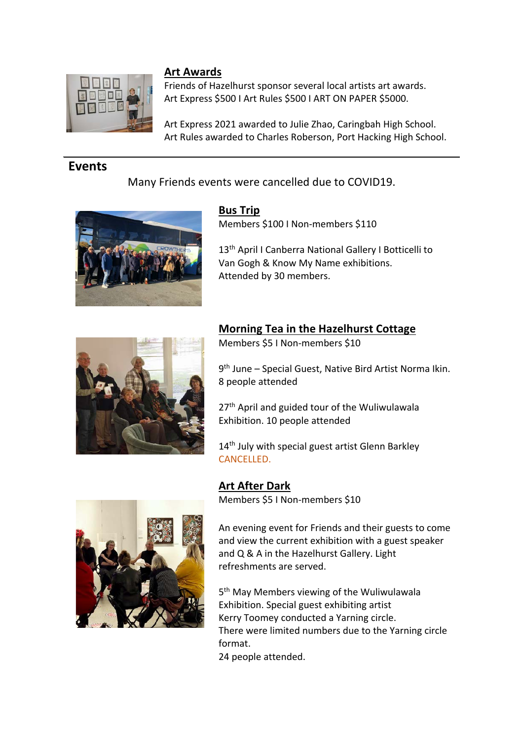### Art Awards

Friends of Hazelhurst sponsor several local artists art awards.
Art Express $500 I Art Rules $500 I ART ON PAPER $5000.

Art Express 2021 awarded to Julie Zhao, Caringbah High School.
Art Rules awarded to Charles Roberson, Port Hacking High School.

---

## Events

Many Friends events were cancelled due to COVID19.

### Bus Trip

Members $100 I Non-members $110

13th April I Canberra National Gallery I Botticelli to Van Gogh & Know My Name exhibitions.
Attended by 30 members.

### Morning Tea in the Hazelhurst Cottage

Members $5 I Non-members $10

9th June – Special Guest, Native Bird Artist Norma Ikin.
8 people attended

27th April and guided tour of the Wuliwulawala Exhibition. 10 people attended

14th July with special guest artist Glenn Barkley
CANCELLED.

### Art After Dark

Members $5 I Non-members $10

An evening event for Friends and their guests to come and view the current exhibition with a guest speaker and Q & A in the Hazelhurst Gallery. Light refreshments are served.

5th May Members viewing of the Wuliwulawala Exhibition. Special guest exhibiting artist Kerry Toomey conducted a Yarning circle.
There were limited numbers due to the Yarning circle format.
24 people attended.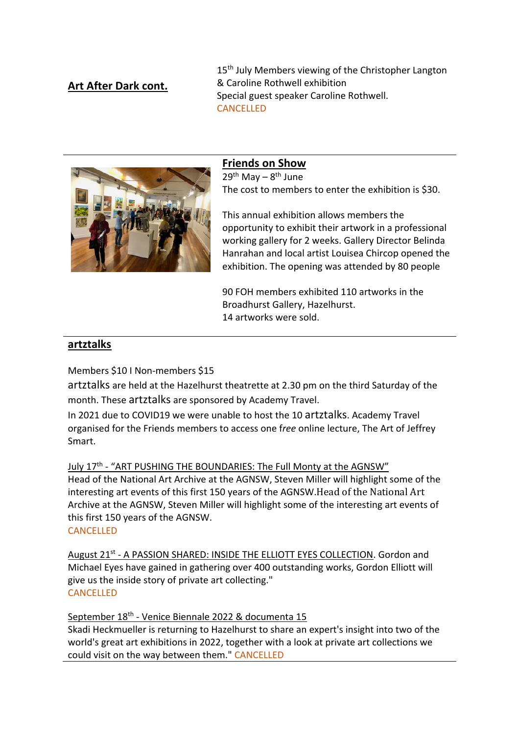**Art After Dark cont.**

15th July Members viewing of the Christopher Langton & Caroline Rothwell exhibition
Special guest speaker Caroline Rothwell.
CANCELLED

---

**Friends on Show**

29th May – 8th June
The cost to members to enter the exhibition is $30.

This annual exhibition allows members the opportunity to exhibit their artwork in a professional working gallery for 2 weeks. Gallery Director Belinda Hanrahan and local artist Louisea Chircop opened the exhibition. The opening was attended by 80 people

90 FOH members exhibited 110 artworks in the Broadhurst Gallery, Hazelhurst.
14 artworks were sold.

---

**artztalks**

Members $10 I Non-members $15

artztalks are held at the Hazelhurst theatrette at 2.30 pm on the third Saturday of the month. These artztalks are sponsored by Academy Travel.

In 2021 due to COVID19 we were unable to host the 10 artztalks. Academy Travel organised for the Friends members to access one *free* online lecture, The Art of Jeffrey Smart.

July 17th - "ART PUSHING THE BOUNDARIES: The Full Monty at the AGNSW"
Head of the National Art Archive at the AGNSW, Steven Miller will highlight some of the interesting art events of this first 150 years of the AGNSW.Head of the National Art Archive at the AGNSW, Steven Miller will highlight some of the interesting art events of this first 150 years of the AGNSW.
CANCELLED

August 21st - A PASSION SHARED: INSIDE THE ELLIOTT EYES COLLECTION. Gordon and Michael Eyes have gained in gathering over 400 outstanding works, Gordon Elliott will give us the inside story of private art collecting."
CANCELLED

September 18th - Venice Biennale 2022 & documenta 15
Skadi Heckmueller is returning to Hazelhurst to share an expert's insight into two of the world's great art exhibitions in 2022, together with a look at private art collections we could visit on the way between them." CANCELLED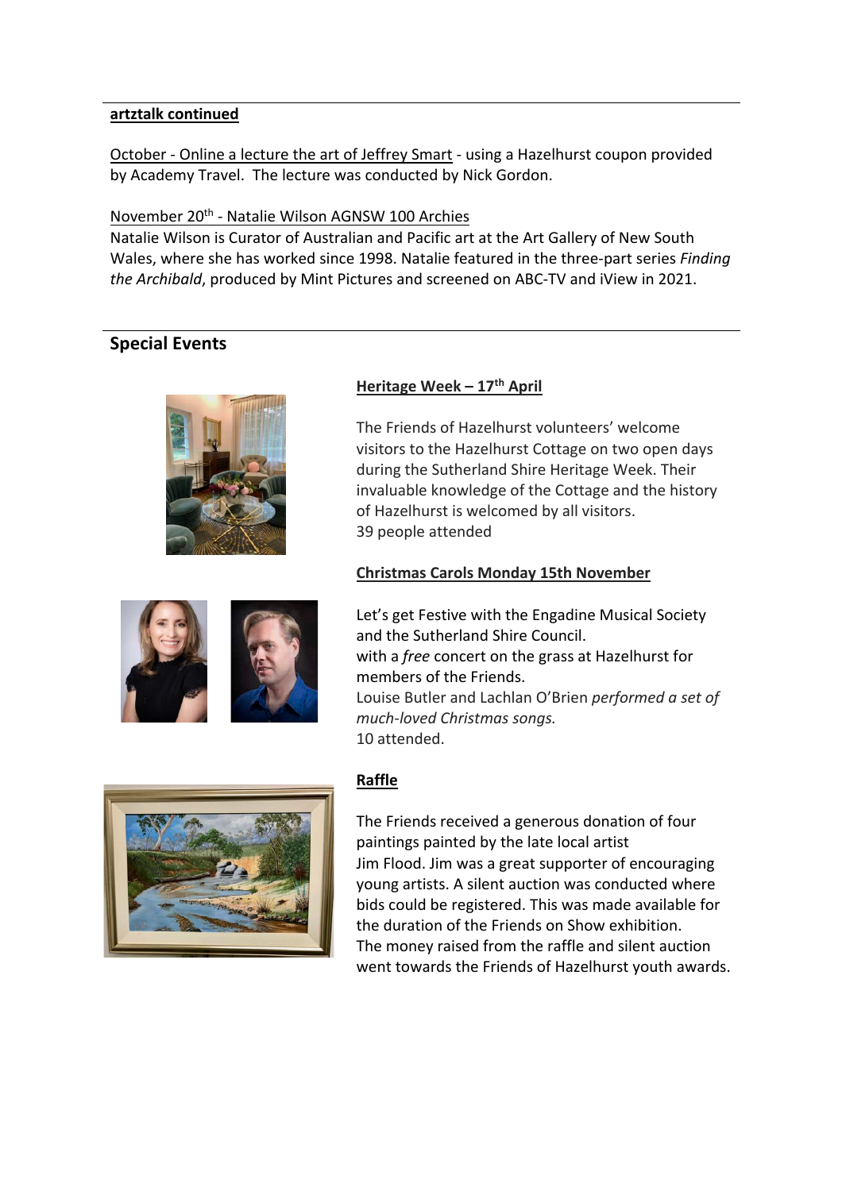**artztalk continued**

October - Online a lecture the art of Jeffrey Smart - using a Hazelhurst coupon provided by Academy Travel. The lecture was conducted by Nick Gordon.

November 20th - Natalie Wilson AGNSW 100 Archies

Natalie Wilson is Curator of Australian and Pacific art at the Art Gallery of New South Wales, where she has worked since 1998. Natalie featured in the three-part series *Finding the Archibald*, produced by Mint Pictures and screened on ABC-TV and iView in 2021.

## Special Events

**Heritage Week – 17th April**

The Friends of Hazelhurst volunteers' welcome visitors to the Hazelhurst Cottage on two open days during the Sutherland Shire Heritage Week. Their invaluable knowledge of the Cottage and the history of Hazelhurst is welcomed by all visitors.
39 people attended

**Christmas Carols Monday 15th November**

Let's get Festive with the Engadine Musical Society and the Sutherland Shire Council.
with a *free* concert on the grass at Hazelhurst for members of the Friends.
Louise Butler and Lachlan O'Brien *performed a set of much-loved Christmas songs.*
10 attended.

**Raffle**

The Friends received a generous donation of four paintings painted by the late local artist
Jim Flood. Jim was a great supporter of encouraging young artists. A silent auction was conducted where bids could be registered. This was made available for the duration of the Friends on Show exhibition.
The money raised from the raffle and silent auction went towards the Friends of Hazelhurst youth awards.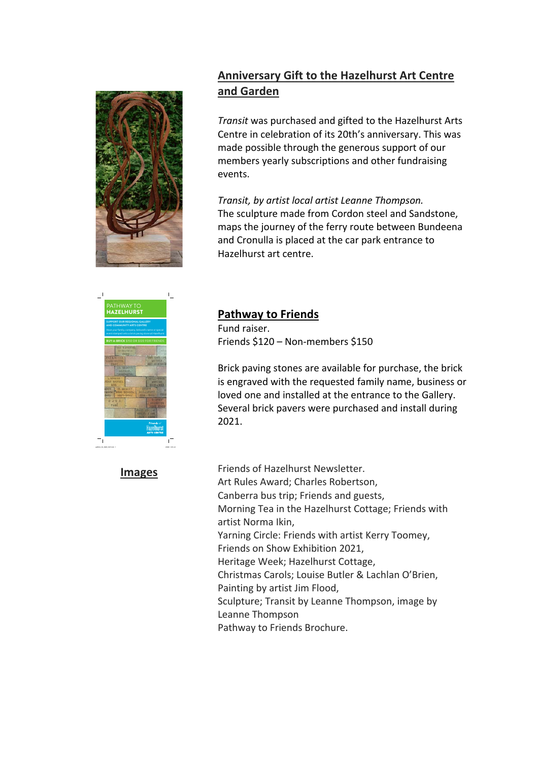## Anniversary Gift to the Hazelhurst Art Centre and Garden

*Transit* was purchased and gifted to the Hazelhurst Arts Centre in celebration of its 20th's anniversary. This was made possible through the generous support of our members yearly subscriptions and other fundraising events.

*Transit, by artist local artist Leanne Thompson.*
The sculpture made from Cordon steel and Sandstone, maps the journey of the ferry route between Bundeena and Cronulla is placed at the car park entrance to Hazelhurst art centre.

## Pathway to Friends

Fund raiser.
Friends $120 – Non-members $150

Brick paving stones are available for purchase, the brick is engraved with the requested family name, business or loved one and installed at the entrance to the Gallery. Several brick pavers were purchased and install during 2021.

## Images

Friends of Hazelhurst Newsletter.
Art Rules Award; Charles Robertson,
Canberra bus trip; Friends and guests,
Morning Tea in the Hazelhurst Cottage; Friends with artist Norma Ikin,
Yarning Circle: Friends with artist Kerry Toomey,
Friends on Show Exhibition 2021,
Heritage Week; Hazelhurst Cottage,
Christmas Carols; Louise Butler & Lachlan O'Brien,
Painting by artist Jim Flood,
Sculpture; Transit by Leanne Thompson, image by Leanne Thompson
Pathway to Friends Brochure.